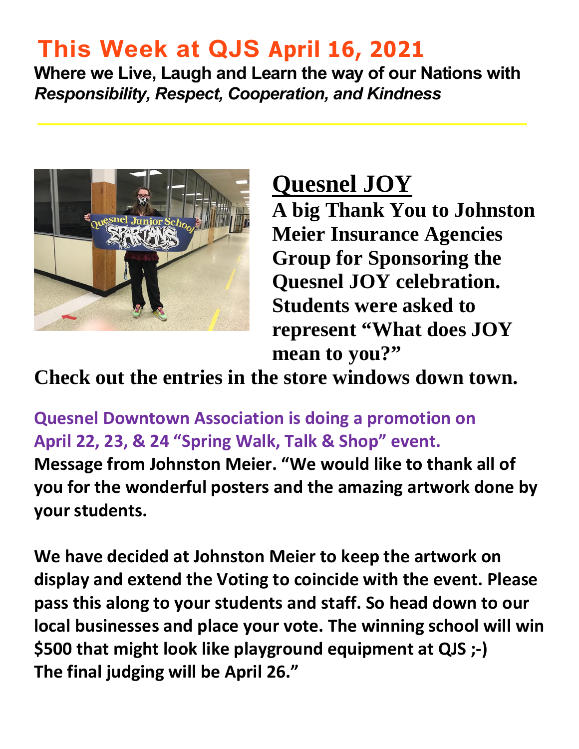# This Week at QJS April 16, 2021

**Where we Live, Laugh and Learn the way of our Nations with *Responsibility, Respect, Cooperation, and Kindness***

## Quesnel JOY

**A big Thank You to Johnston Meier Insurance Agencies Group for Sponsoring the Quesnel JOY celebration. Students were asked to represent "What does JOY mean to you?"**

**Check out the entries in the store windows down town.**

**Quesnel Downtown Association is doing a promotion on April 22, 23, & 24 "Spring Walk, Talk & Shop" event.**

**Message from Johnston Meier. "We would like to thank all of you for the wonderful posters and the amazing artwork done by your students.**

**We have decided at Johnston Meier to keep the artwork on display and extend the Voting to coincide with the event. Please pass this along to your students and staff. So head down to our local businesses and place your vote. The winning school will win $500 that might look like playground equipment at QJS ;-)**
**The final judging will be April 26."**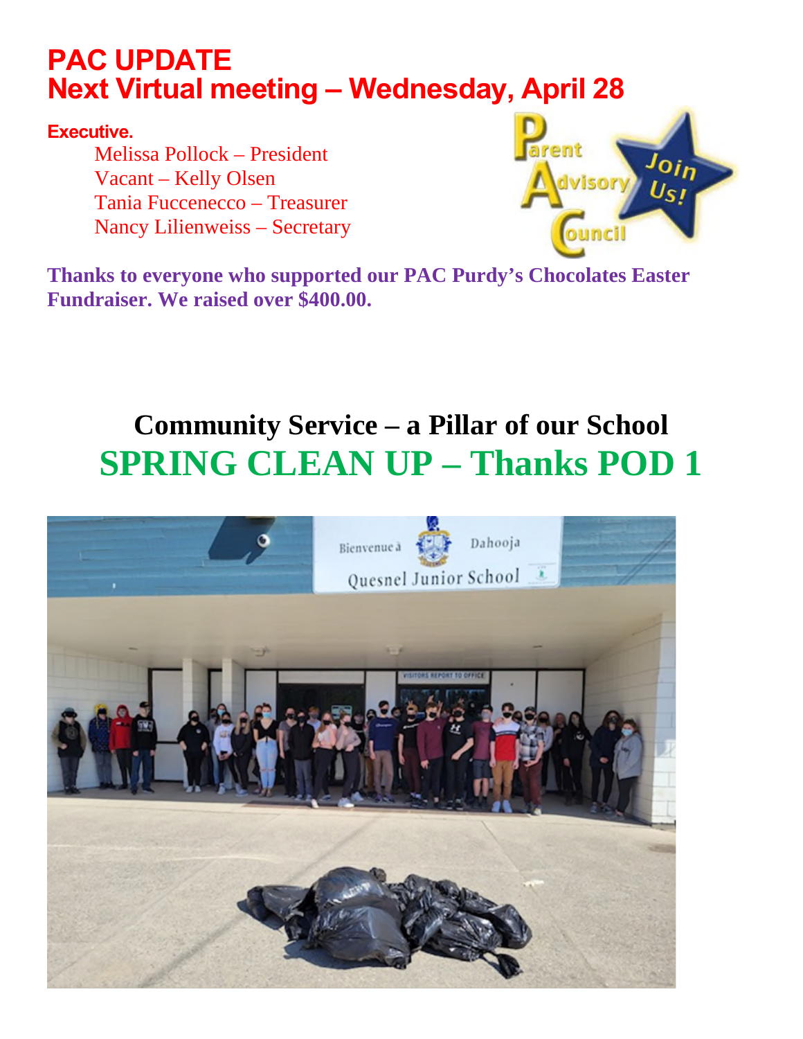# PAC UPDATE
# Next Virtual meeting – Wednesday, April 28

**Executive.**

Melissa Pollock – President
Vacant – Kelly Olsen
Tania Fuccenecco – Treasurer
Nancy Lilienweiss – Secretary

**Thanks to everyone who supported our PAC Purdy's Chocolates Easter Fundraiser. We raised over $400.00.**

## Community Service – a Pillar of our School

## SPRING CLEAN UP – Thanks POD 1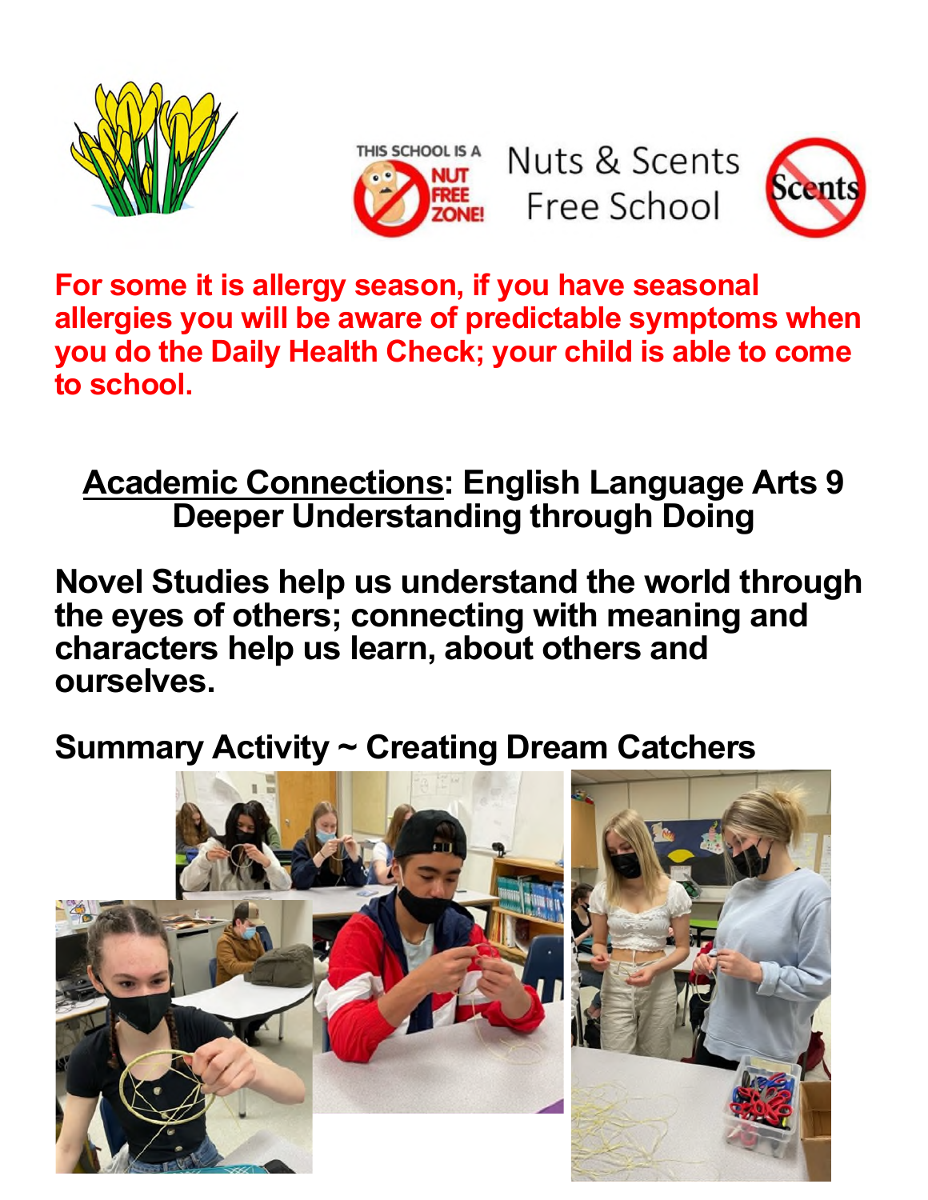Nuts & Scents Free School

**For some it is allergy season, if you have seasonal allergies you will be aware of predictable symptoms when you do the Daily Health Check; your child is able to come to school.**

## Academic Connections: English Language Arts 9 Deeper Understanding through Doing

**Novel Studies help us understand the world through the eyes of others; connecting with meaning and characters help us learn, about others and ourselves.**

**Summary Activity ~ Creating Dream Catchers**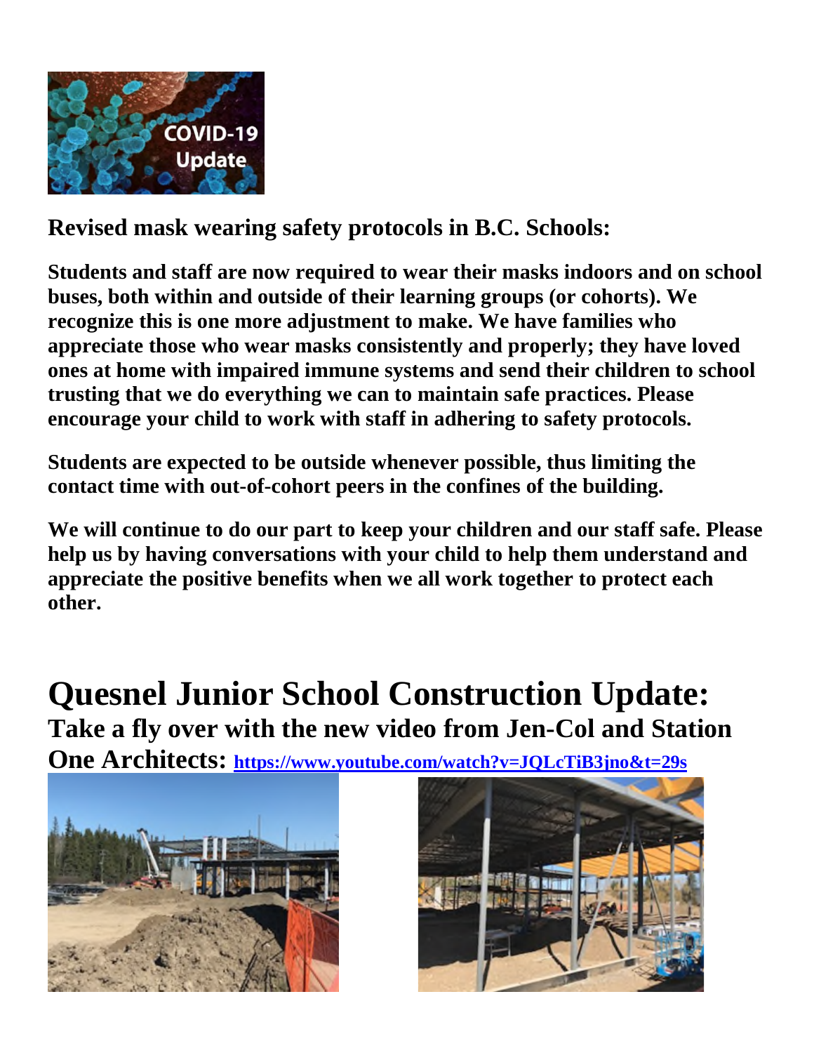## Revised mask wearing safety protocols in B.C. Schools:

**Students and staff are now required to wear their masks indoors and on school buses, both within and outside of their learning groups (or cohorts). We recognize this is one more adjustment to make. We have families who appreciate those who wear masks consistently and properly; they have loved ones at home with impaired immune systems and send their children to school trusting that we do everything we can to maintain safe practices. Please encourage your child to work with staff in adhering to safety protocols.**

**Students are expected to be outside whenever possible, thus limiting the contact time with out-of-cohort peers in the confines of the building.**

**We will continue to do our part to keep your children and our staff safe. Please help us by having conversations with your child to help them understand and appreciate the positive benefits when we all work together to protect each other.**

# Quesnel Junior School Construction Update:

## Take a fly over with the new video from Jen-Col and Station One Architects: https://www.youtube.com/watch?v=JQLcTiB3jno&t=29s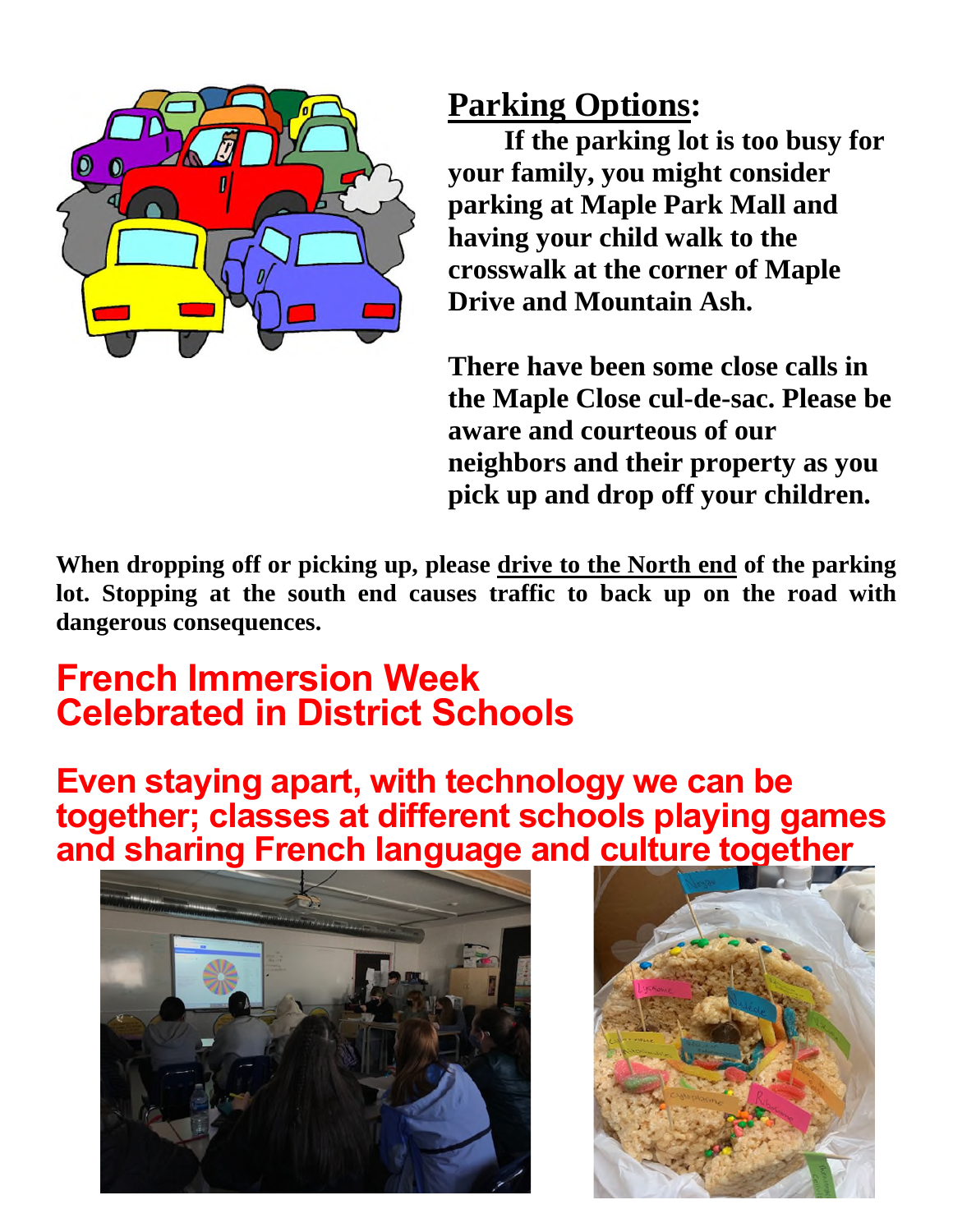## Parking Options:

**If the parking lot is too busy for your family, you might consider parking at Maple Park Mall and having your child walk to the crosswalk at the corner of Maple Drive and Mountain Ash.**

**There have been some close calls in the Maple Close cul-de-sac. Please be aware and courteous of our neighbors and their property as you pick up and drop off your children.**

**When dropping off or picking up, please <u>drive to the North end</u> of the parking lot. Stopping at the south end causes traffic to back up on the road with dangerous consequences.**

# French Immersion Week Celebrated in District Schools

## Even staying apart, with technology we can be together; classes at different schools playing games and sharing French language and culture together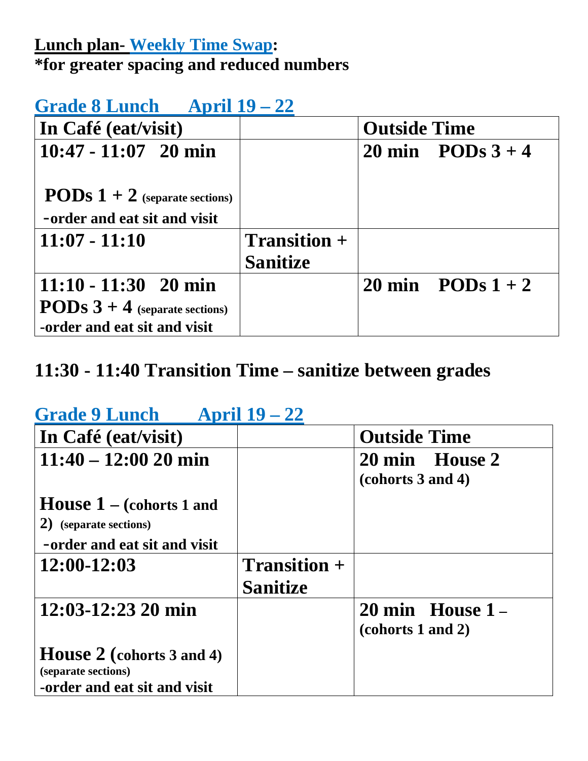**Lunch plan- Weekly Time Swap:**
**\*for greater spacing and reduced numbers**

## Grade 8 Lunch April 19 – 22

| In Café (eat/visit) | | Outside Time |
|---|---|---|
| **10:47 - 11:07 20 min** <br> **PODs 1 + 2** (separate sections) <br> -order and eat sit and visit | | **20 min PODs 3 + 4** |
| **11:07 - 11:10** | **Transition + Sanitize** | |
| **11:10 - 11:30 20 min** <br> **PODs 3 + 4** (separate sections) <br> -order and eat sit and visit | | **20 min PODs 1 + 2** |

**11:30 - 11:40 Transition Time – sanitize between grades**

## Grade 9 Lunch April 19 – 22

| In Café (eat/visit) | | Outside Time |
|---|---|---|
| **11:40 – 12:00 20 min** <br> **House 1 – (cohorts 1 and 2)** (separate sections) <br> -order and eat sit and visit | | **20 min House 2** <br> (cohorts 3 and 4) |
| **12:00-12:03** | **Transition + Sanitize** | |
| **12:03-12:23 20 min** <br> **House 2 (cohorts 3 and 4)** (separate sections) <br> -order and eat sit and visit | | **20 min House 1 –** <br> (cohorts 1 and 2) |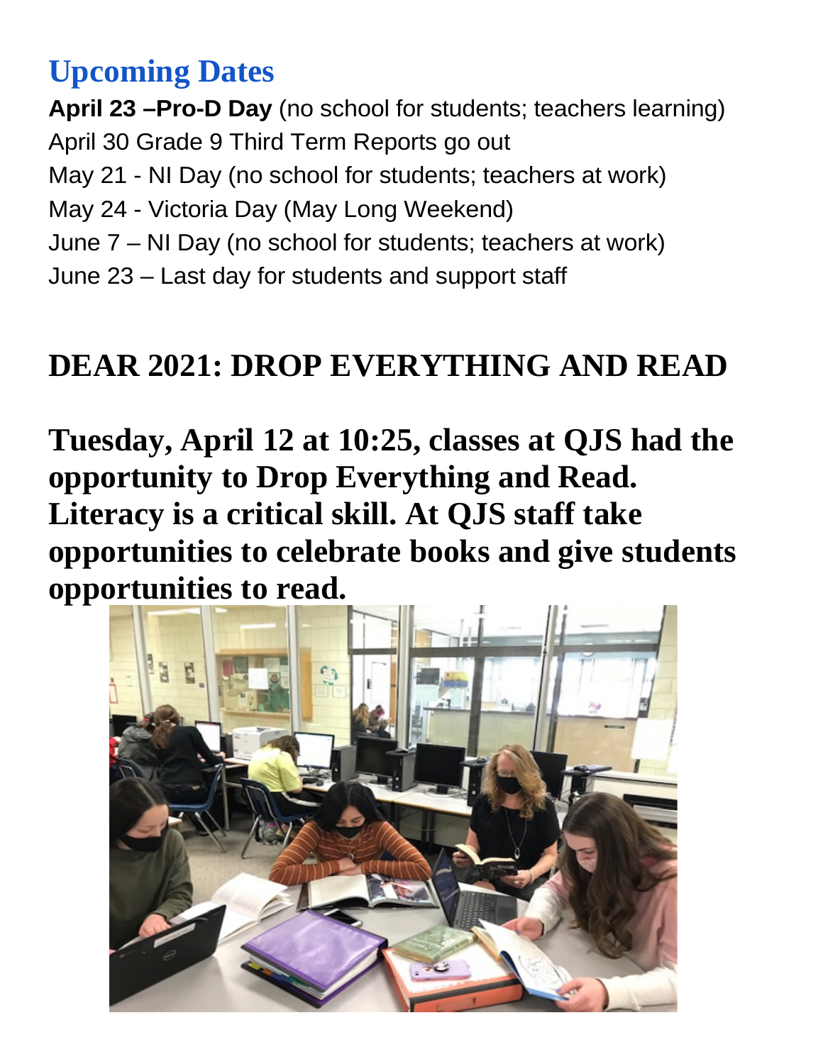## Upcoming Dates

**April 23 –Pro-D Day** (no school for students; teachers learning)
April 30 Grade 9 Third Term Reports go out
May 21 - NI Day (no school for students; teachers at work)
May 24 - Victoria Day (May Long Weekend)
June 7 – NI Day (no school for students; teachers at work)
June 23 – Last day for students and support staff

## DEAR 2021: DROP EVERYTHING AND READ

**Tuesday, April 12 at 10:25, classes at QJS had the opportunity to Drop Everything and Read. Literacy is a critical skill. At QJS staff take opportunities to celebrate books and give students opportunities to read.**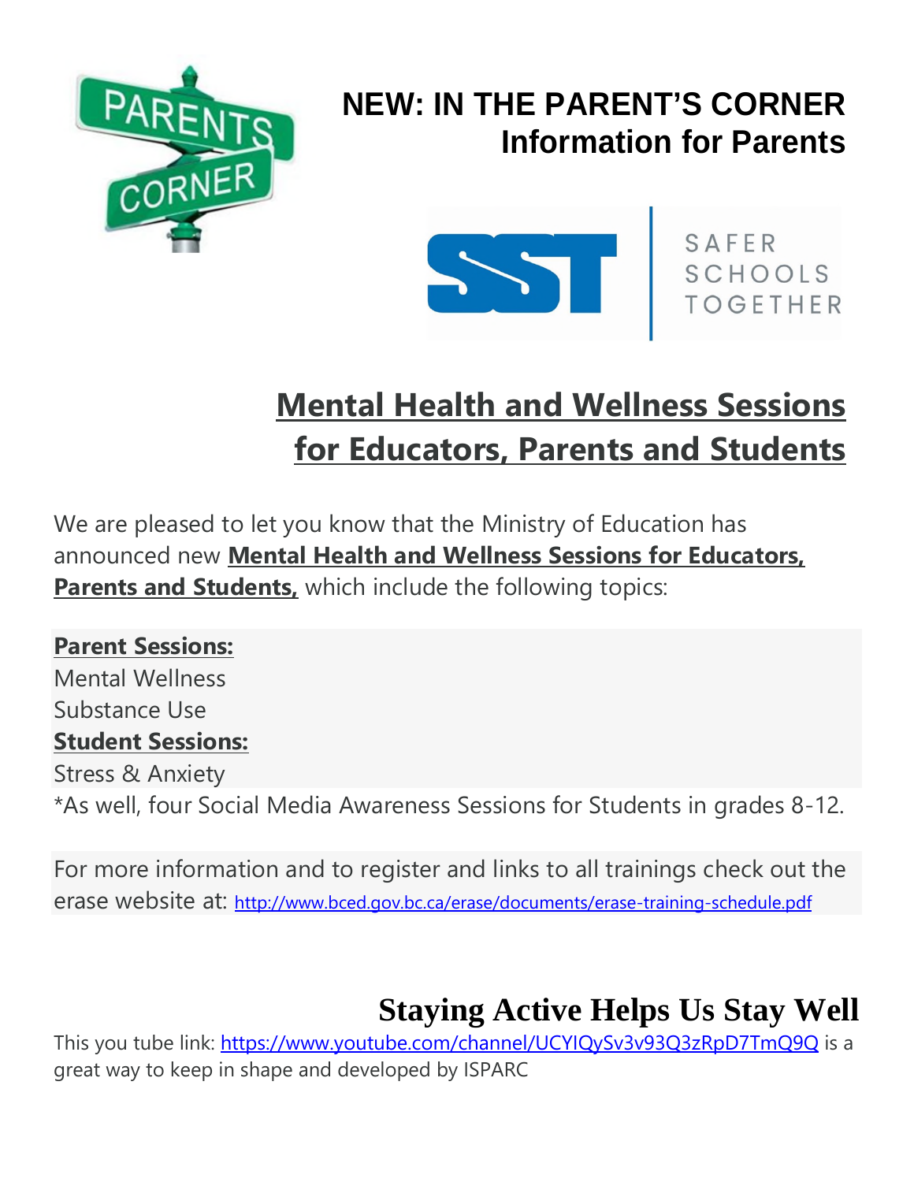# NEW: IN THE PARENT'S CORNER

## Information for Parents

SAFER SCHOOLS TOGETHER

## Mental Health and Wellness Sessions for Educators, Parents and Students

We are pleased to let you know that the Ministry of Education has announced new **Mental Health and Wellness Sessions for Educators, Parents and Students,** which include the following topics:

**Parent Sessions:**
Mental Wellness
Substance Use
**Student Sessions:**
Stress & Anxiety
*As well, four Social Media Awareness Sessions for Students in grades 8-12.

For more information and to register and links to all trainings check out the erase website at: http://www.bced.gov.bc.ca/erase/documents/erase-training-schedule.pdf

## Staying Active Helps Us Stay Well

This you tube link: https://www.youtube.com/channel/UCYIQySv3v93Q3zRpD7TmQ9Q is a great way to keep in shape and developed by ISPARC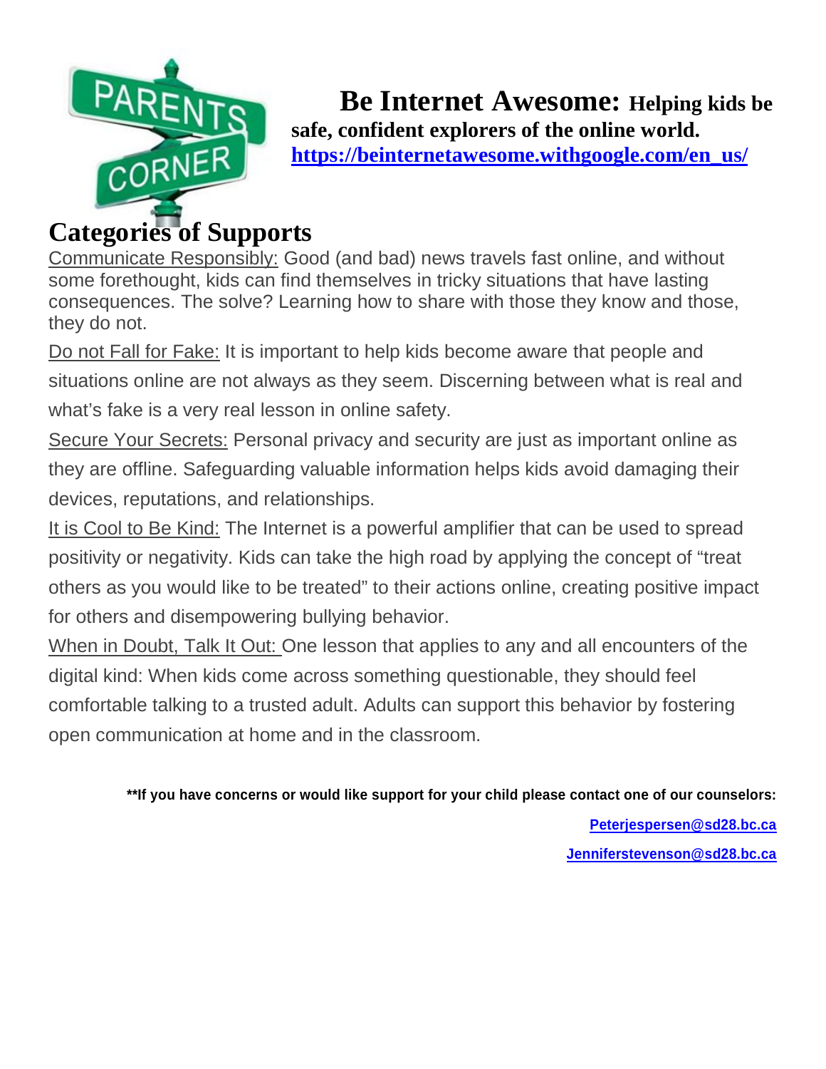# Be Internet Awesome: Helping kids be safe, confident explorers of the online world.

https://beinternetawesome.withgoogle.com/en_us/

## Categories of Supports

Communicate Responsibly: Good (and bad) news travels fast online, and without some forethought, kids can find themselves in tricky situations that have lasting consequences. The solve? Learning how to share with those they know and those, they do not.

Do not Fall for Fake: It is important to help kids become aware that people and situations online are not always as they seem. Discerning between what is real and what's fake is a very real lesson in online safety.

Secure Your Secrets: Personal privacy and security are just as important online as they are offline. Safeguarding valuable information helps kids avoid damaging their devices, reputations, and relationships.

It is Cool to Be Kind: The Internet is a powerful amplifier that can be used to spread positivity or negativity. Kids can take the high road by applying the concept of "treat others as you would like to be treated" to their actions online, creating positive impact for others and disempowering bullying behavior.

When in Doubt, Talk It Out: One lesson that applies to any and all encounters of the digital kind: When kids come across something questionable, they should feel comfortable talking to a trusted adult. Adults can support this behavior by fostering open communication at home and in the classroom.

**\*\*If you have concerns or would like support for your child please contact one of our counselors:**

**Peterjespersen@sd28.bc.ca**

**Jenniferstevenson@sd28.bc.ca**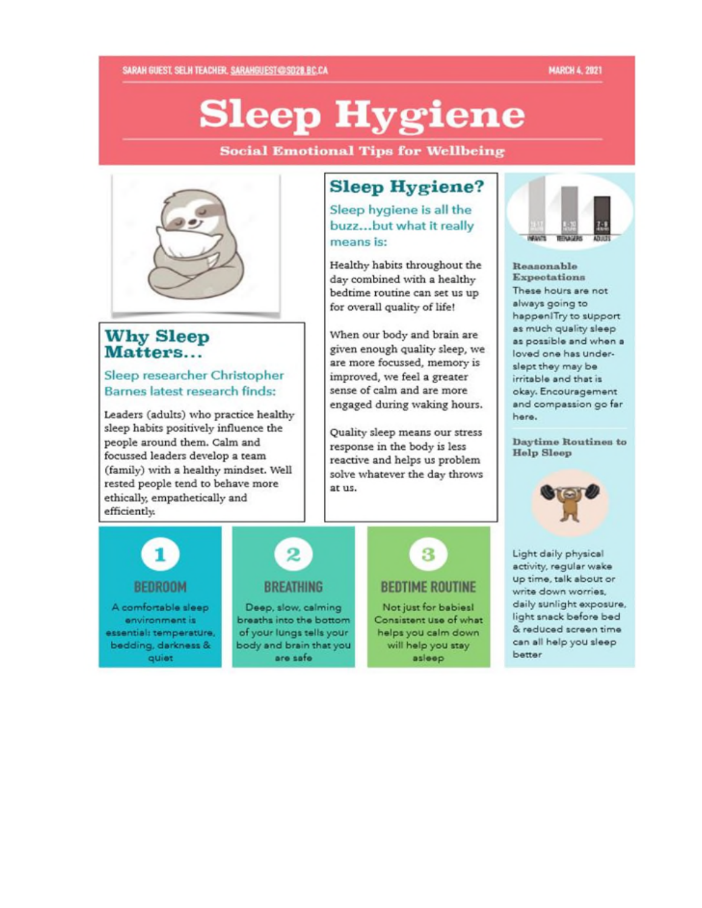SARAH GUEST, SELH TEACHER, SARAHGUEST@SD28.BC.CA

MARCH 4, 2021

# Sleep Hygiene

### Social Emotional Tips for Wellbeing

## Why Sleep Matters...

Sleep researcher Christopher Barnes latest research finds:

Leaders (adults) who practice healthy sleep habits positively influence the people around them. Calm and focussed leaders develop a team (family) with a healthy mindset. Well rested people tend to behave more ethically, empathetically and efficiently.

## Sleep Hygiene?

Sleep hygiene is all the buzz...but what it really means is:

Healthy habits throughout the day combined with a healthy bedtime routine can set us up for overall quality of life!

When our body and brain are given enough quality sleep, we are more focussed, memory is improved, we feel a greater sense of calm and are more engaged during waking hours.

Quality sleep means our stress response in the body is less reactive and helps us problem solve whatever the day throws at us.

### Reasonable Expectations

These hours are not always going to happen! Try to support as much quality sleep as possible and when a loved one has under-slept they may be irritable and that is okay. Encouragement and compassion go far here.

### Daytime Routines to Help Sleep

Light daily physical activity, regular wake up time, talk about or write down worries, daily sunlight exposure, light snack before bed & reduced screen time can all help you sleep better

### 1 BEDROOM

A comfortable sleep environment is essential: temperature, bedding, darkness & quiet

### 2 BREATHING

Deep, slow, calming breaths into the bottom of your lungs tells your body and brain that you are safe

### 3 BEDTIME ROUTINE

Not just for babies! Consistent use of what helps you calm down will help you stay asleep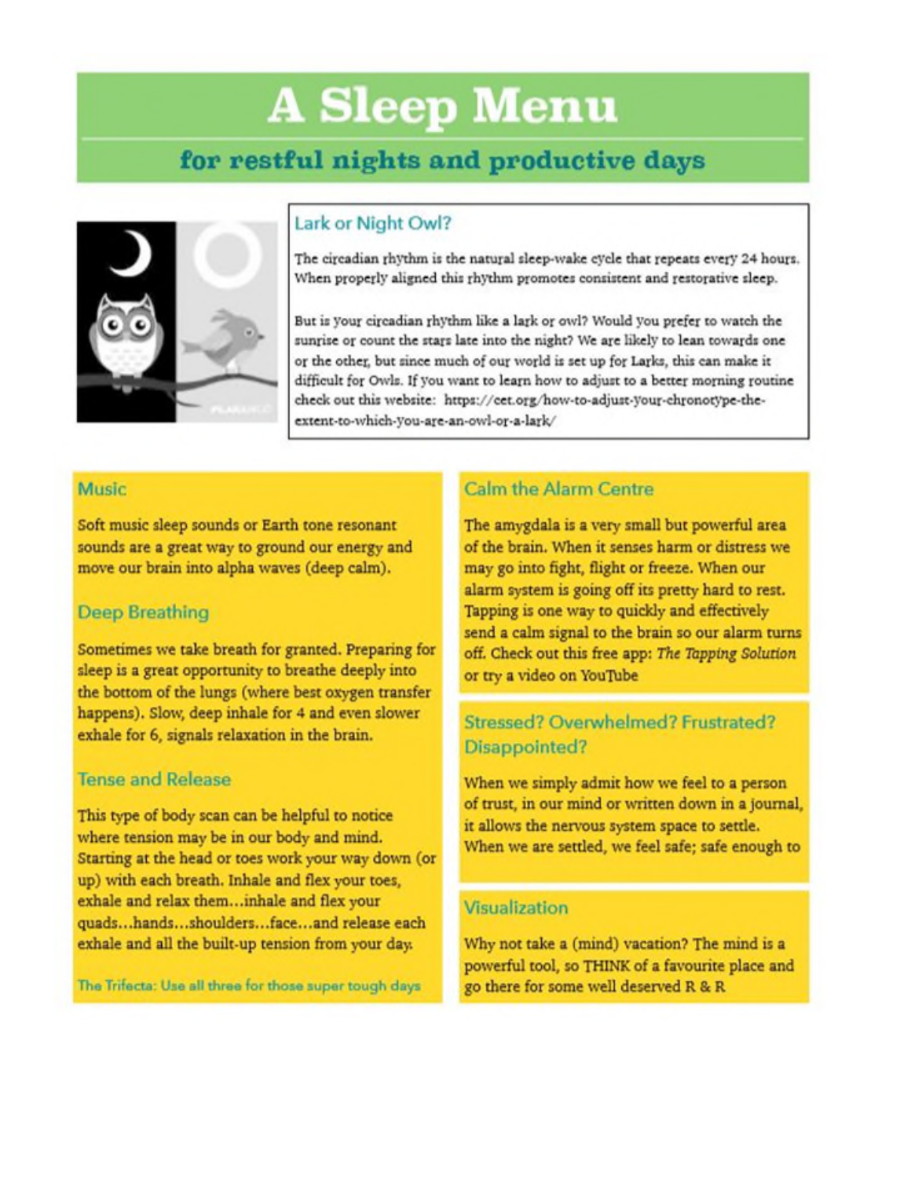# A Sleep Menu

## for restful nights and productive days

### Lark or Night Owl?

The circadian rhythm is the natural sleep-wake cycle that repeats every 24 hours. When properly aligned this rhythm promotes consistent and restorative sleep.

But is your circadian rhythm like a lark or owl? Would you prefer to watch the sunrise or count the stars late into the night? We are likely to lean towards one or the other, but since much of our world is set up for Larks, this can make it difficult for Owls. If you want to learn how to adjust to a better morning routine check out this website: https://cet.org/how-to-adjust-your-chronotype-the-extent-to-which-you-are-an-owl-or-a-lark/

### Music

Soft music sleep sounds or Earth tone resonant sounds are a great way to ground our energy and move our brain into alpha waves (deep calm).

### Deep Breathing

Sometimes we take breath for granted. Preparing for sleep is a great opportunity to breathe deeply into the bottom of the lungs (where best oxygen transfer happens). Slow, deep inhale for 4 and even slower exhale for 6, signals relaxation in the brain.

### Tense and Release

This type of body scan can be helpful to notice where tension may be in our body and mind. Starting at the head or toes work your way down (or up) with each breath. Inhale and flex your toes, exhale and relax them…inhale and flex your quads…hands…shoulders…face…and release each exhale and all the built-up tension from your day.

The Trifecta: Use all three for those super tough days

### Calm the Alarm Centre

The amygdala is a very small but powerful area of the brain. When it senses harm or distress we may go into fight, flight or freeze. When our alarm system is going off its pretty hard to rest. Tapping is one way to quickly and effectively send a calm signal to the brain so our alarm turns off. Check out this free app: *The Tapping Solution* or try a video on YouTube

### Stressed? Overwhelmed? Frustrated? Disappointed?

When we simply admit how we feel to a person of trust, in our mind or written down in a journal, it allows the nervous system space to settle. When we are settled, we feel safe; safe enough to

### Visualization

Why not take a (mind) vacation? The mind is a powerful tool, so THINK of a favourite place and go there for some well deserved R & R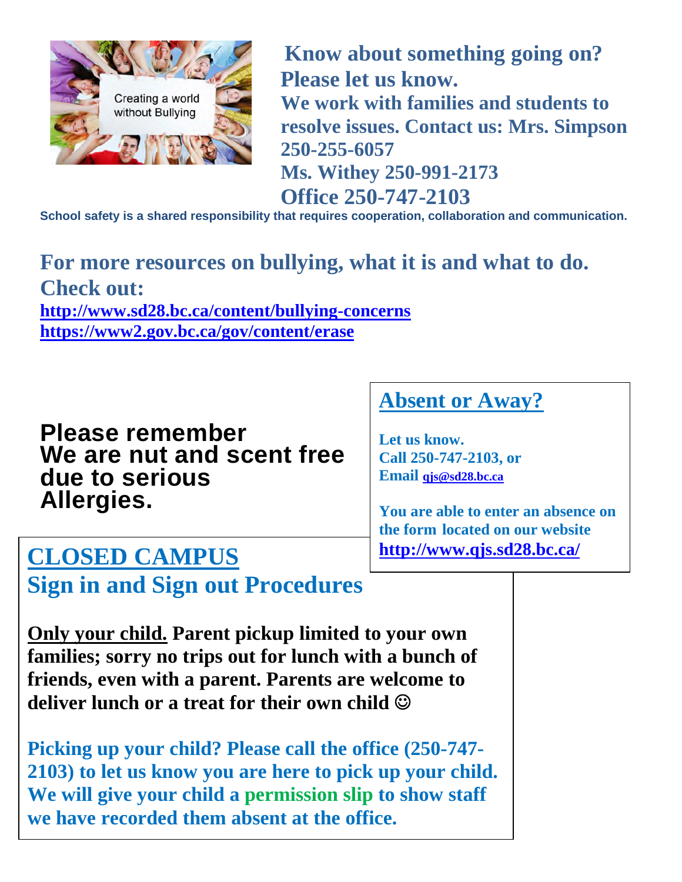**Know about something going on? Please let us know.**
**We work with families and students to resolve issues. Contact us: Mrs. Simpson 250-255-6057**
**Ms. Withey 250-991-2173**
**Office 250-747-2103**

**School safety is a shared responsibility that requires cooperation, collaboration and communication.**

## For more resources on bullying, what it is and what to do. Check out:

http://www.sd28.bc.ca/content/bullying-concerns
https://www2.gov.bc.ca/gov/content/erase

## Absent or Away?

**Let us know.**
**Call 250-747-2103, or**
**Email qjs@sd28.bc.ca**

**You are able to enter an absence on the form located on our website http://www.qjs.sd28.bc.ca/**

**Please remember**
**We are nut and scent free due to serious Allergies.**

## CLOSED CAMPUS
## Sign in and Sign out Procedures

**Only your child. Parent pickup limited to your own families; sorry no trips out for lunch with a bunch of friends, even with a parent. Parents are welcome to deliver lunch or a treat for their own child ☺**

**Picking up your child? Please call the office (250-747-2103) to let us know you are here to pick up your child. We will give your child a permission slip to show staff we have recorded them absent at the office.**